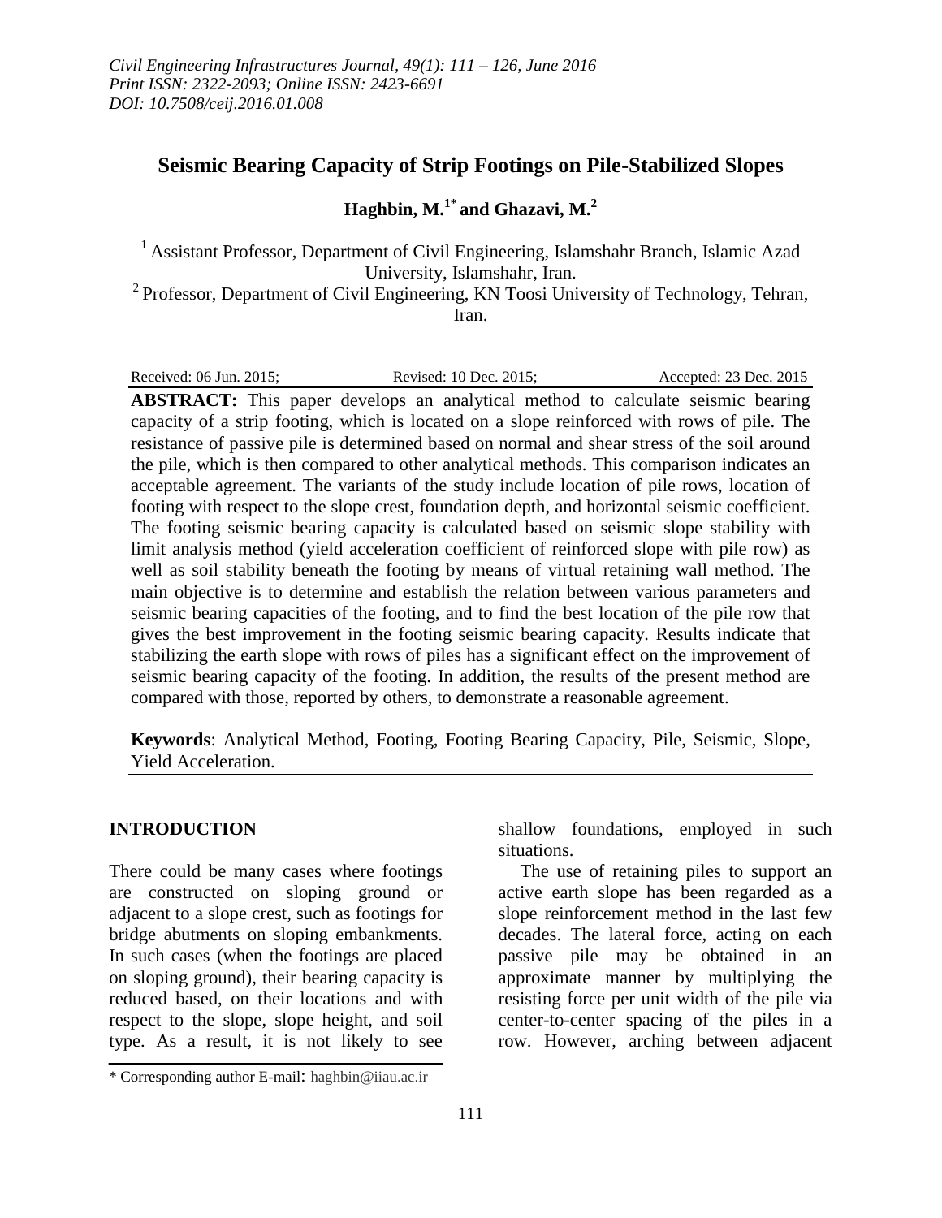# Seismic Bearing Capacity of Strip Footings on Pile-Stabilized Slopes

**Haghbin, M.[1*] and Ghazavi, M.[2]**

[1] Assistant Professor, Department of Civil Engineering, Islamshahr Branch, Islamic Azad University, Islamshahr, Iran.

[2] Professor, Department of Civil Engineering, KN Toosi University of Technology, Tehran, Iran.

Received: 06 Jun. 2015; Revised: 10 Dec. 2015; Accepted: 23 Dec. 2015

**ABSTRACT:** This paper develops an analytical method to calculate seismic bearing capacity of a strip footing, which is located on a slope reinforced with rows of pile. The resistance of passive pile is determined based on normal and shear stress of the soil around the pile, which is then compared to other analytical methods. This comparison indicates an acceptable agreement. The variants of the study include location of pile rows, location of footing with respect to the slope crest, foundation depth, and horizontal seismic coefficient. The footing seismic bearing capacity is calculated based on seismic slope stability with limit analysis method (yield acceleration coefficient of reinforced slope with pile row) as well as soil stability beneath the footing by means of virtual retaining wall method. The main objective is to determine and establish the relation between various parameters and seismic bearing capacities of the footing, and to find the best location of the pile row that gives the best improvement in the footing seismic bearing capacity. Results indicate that stabilizing the earth slope with rows of piles has a significant effect on the improvement of seismic bearing capacity of the footing. In addition, the results of the present method are compared with those, reported by others, to demonstrate a reasonable agreement.

**Keywords**: Analytical Method, Footing, Footing Bearing Capacity, Pile, Seismic, Slope, Yield Acceleration.

## INTRODUCTION

There could be many cases where footings are constructed on sloping ground or adjacent to a slope crest, such as footings for bridge abutments on sloping embankments. In such cases (when the footings are placed on sloping ground), their bearing capacity is reduced based, on their locations and with respect to the slope, slope height, and soil type. As a result, it is not likely to see shallow foundations, employed in such situations.

The use of retaining piles to support an active earth slope has been regarded as a slope reinforcement method in the last few decades. The lateral force, acting on each passive pile may be obtained in an approximate manner by multiplying the resisting force per unit width of the pile via center-to-center spacing of the piles in a row. However, arching between adjacent

\* Corresponding author E-mail: haghbin@iiau.ac.ir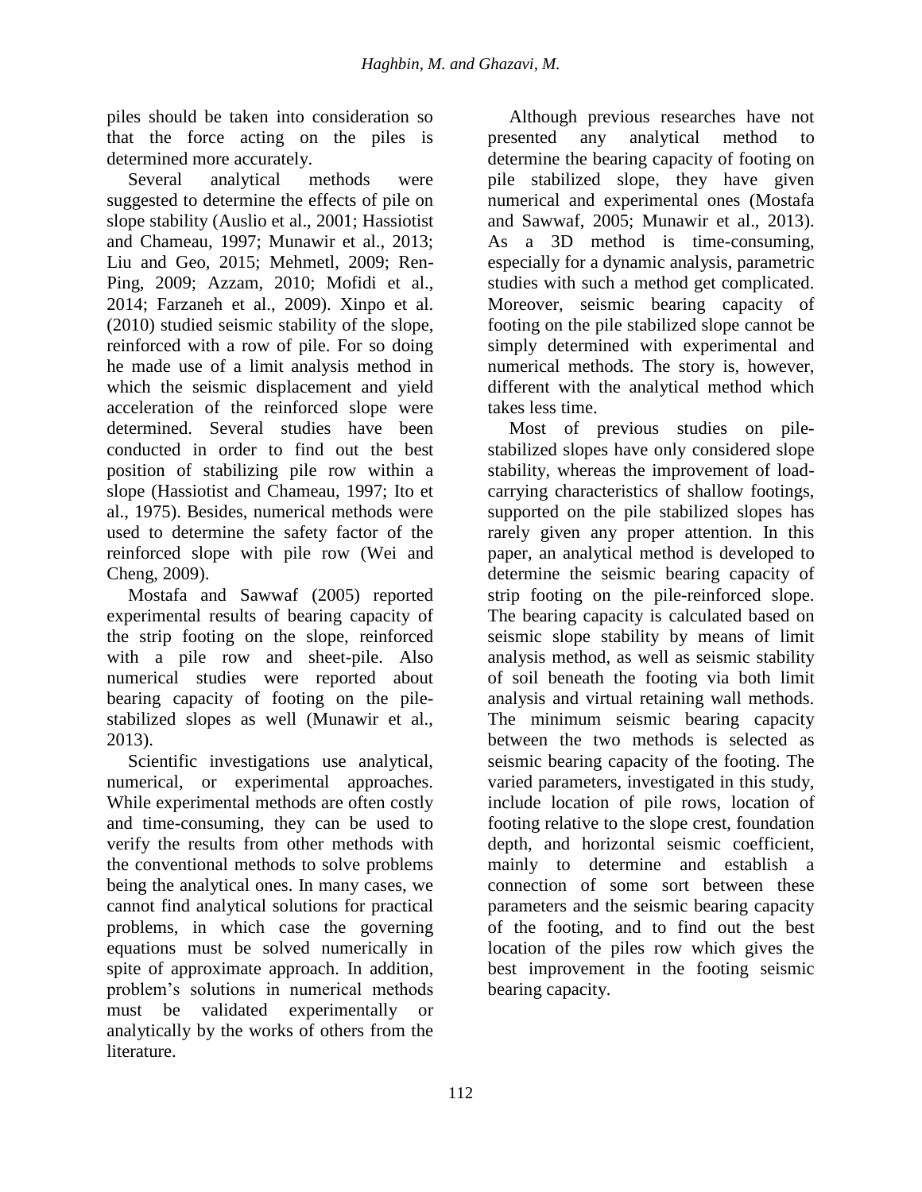piles should be taken into consideration so that the force acting on the piles is determined more accurately.

Several analytical methods were suggested to determine the effects of pile on slope stability (Auslio et al., 2001; Hassiotist and Chameau, 1997; Munawir et al., 2013; Liu and Geo, 2015; Mehmetl, 2009; Ren-Ping, 2009; Azzam, 2010; Mofidi et al., 2014; Farzaneh et al., 2009). Xinpo et al. (2010) studied seismic stability of the slope, reinforced with a row of pile. For so doing he made use of a limit analysis method in which the seismic displacement and yield acceleration of the reinforced slope were determined. Several studies have been conducted in order to find out the best position of stabilizing pile row within a slope (Hassiotist and Chameau, 1997; Ito et al., 1975). Besides, numerical methods were used to determine the safety factor of the reinforced slope with pile row (Wei and Cheng, 2009).

Mostafa and Sawwaf (2005) reported experimental results of bearing capacity of the strip footing on the slope, reinforced with a pile row and sheet-pile. Also numerical studies were reported about bearing capacity of footing on the pile-stabilized slopes as well (Munawir et al., 2013).

Scientific investigations use analytical, numerical, or experimental approaches. While experimental methods are often costly and time-consuming, they can be used to verify the results from other methods with the conventional methods to solve problems being the analytical ones. In many cases, we cannot find analytical solutions for practical problems, in which case the governing equations must be solved numerically in spite of approximate approach. In addition, problem's solutions in numerical methods must be validated experimentally or analytically by the works of others from the literature.

Although previous researches have not presented any analytical method to determine the bearing capacity of footing on pile stabilized slope, they have given numerical and experimental ones (Mostafa and Sawwaf, 2005; Munawir et al., 2013). As a 3D method is time-consuming, especially for a dynamic analysis, parametric studies with such a method get complicated. Moreover, seismic bearing capacity of footing on the pile stabilized slope cannot be simply determined with experimental and numerical methods. The story is, however, different with the analytical method which takes less time.

Most of previous studies on pile-stabilized slopes have only considered slope stability, whereas the improvement of load-carrying characteristics of shallow footings, supported on the pile stabilized slopes has rarely given any proper attention. In this paper, an analytical method is developed to determine the seismic bearing capacity of strip footing on the pile-reinforced slope. The bearing capacity is calculated based on seismic slope stability by means of limit analysis method, as well as seismic stability of soil beneath the footing via both limit analysis and virtual retaining wall methods. The minimum seismic bearing capacity between the two methods is selected as seismic bearing capacity of the footing. The varied parameters, investigated in this study, include location of pile rows, location of footing relative to the slope crest, foundation depth, and horizontal seismic coefficient, mainly to determine and establish a connection of some sort between these parameters and the seismic bearing capacity of the footing, and to find out the best location of the piles row which gives the best improvement in the footing seismic bearing capacity.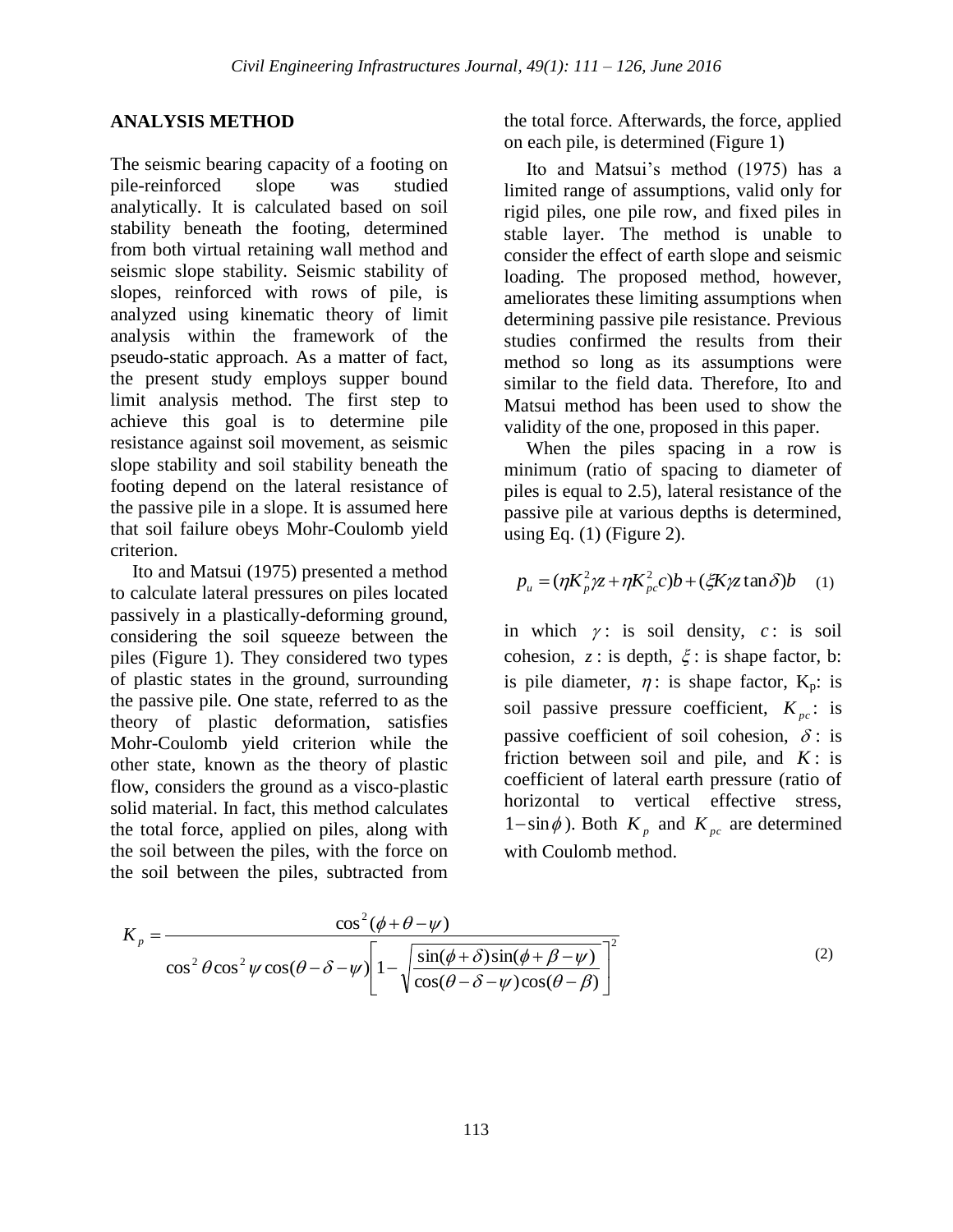## ANALYSIS METHOD

The seismic bearing capacity of a footing on pile-reinforced slope was studied analytically. It is calculated based on soil stability beneath the footing, determined from both virtual retaining wall method and seismic slope stability. Seismic stability of slopes, reinforced with rows of pile, is analyzed using kinematic theory of limit analysis within the framework of the pseudo-static approach. As a matter of fact, the present study employs supper bound limit analysis method. The first step to achieve this goal is to determine pile resistance against soil movement, as seismic slope stability and soil stability beneath the footing depend on the lateral resistance of the passive pile in a slope. It is assumed here that soil failure obeys Mohr-Coulomb yield criterion.

Ito and Matsui (1975) presented a method to calculate lateral pressures on piles located passively in a plastically-deforming ground, considering the soil squeeze between the piles (Figure 1). They considered two types of plastic states in the ground, surrounding the passive pile. One state, referred to as the theory of plastic deformation, satisfies Mohr-Coulomb yield criterion while the other state, known as the theory of plastic flow, considers the ground as a visco-plastic solid material. In fact, this method calculates the total force, applied on piles, along with the soil between the piles, with the force on the soil between the piles, subtracted from the total force. Afterwards, the force, applied on each pile, is determined (Figure 1)

Ito and Matsui's method (1975) has a limited range of assumptions, valid only for rigid piles, one pile row, and fixed piles in stable layer. The method is unable to consider the effect of earth slope and seismic loading. The proposed method, however, ameliorates these limiting assumptions when determining passive pile resistance. Previous studies confirmed the results from their method so long as its assumptions were similar to the field data. Therefore, Ito and Matsui method has been used to show the validity of the one, proposed in this paper.

When the piles spacing in a row is minimum (ratio of spacing to diameter of piles is equal to 2.5), lateral resistance of the passive pile at various depths is determined, using Eq. (1) (Figure 2).

$$p_u = (\eta K_p^2 \gamma z + \eta K_{pc}^2 c)b + (\xi K \gamma z \tan\delta)b \quad (1)$$

in which $\gamma$: is soil density, $c$: is soil cohesion, $z$: is depth, $\xi$: is shape factor, b: is pile diameter, $\eta$: is shape factor, $K_p$: is soil passive pressure coefficient, $K_{pc}$: is passive coefficient of soil cohesion, $\delta$: is friction between soil and pile, and $K$: is coefficient of lateral earth pressure (ratio of horizontal to vertical effective stress, $1-\sin\phi$). Both $K_p$ and $K_{pc}$ are determined with Coulomb method.

$$K_p = \frac{\cos^2(\phi+\theta-\psi)}{\cos^2\theta\cos^2\psi\cos(\theta-\delta-\psi)\left[1-\sqrt{\frac{\sin(\phi+\delta)\sin(\phi+\beta-\psi)}{\cos(\theta-\delta-\psi)\cos(\theta-\beta)}}\right]^2} \quad (2)$$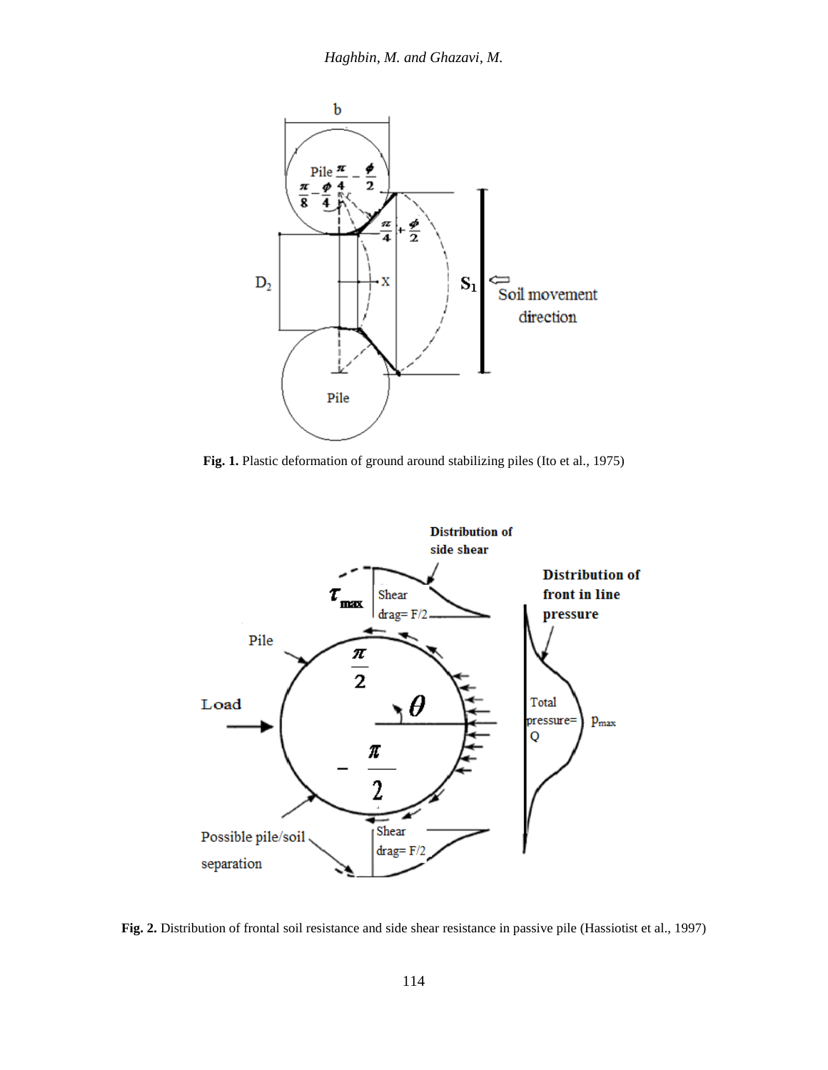**Fig. 1.** Plastic deformation of ground around stabilizing piles (Ito et al., 1975)

**Fig. 2.** Distribution of frontal soil resistance and side shear resistance in passive pile (Hassiotist et al., 1997)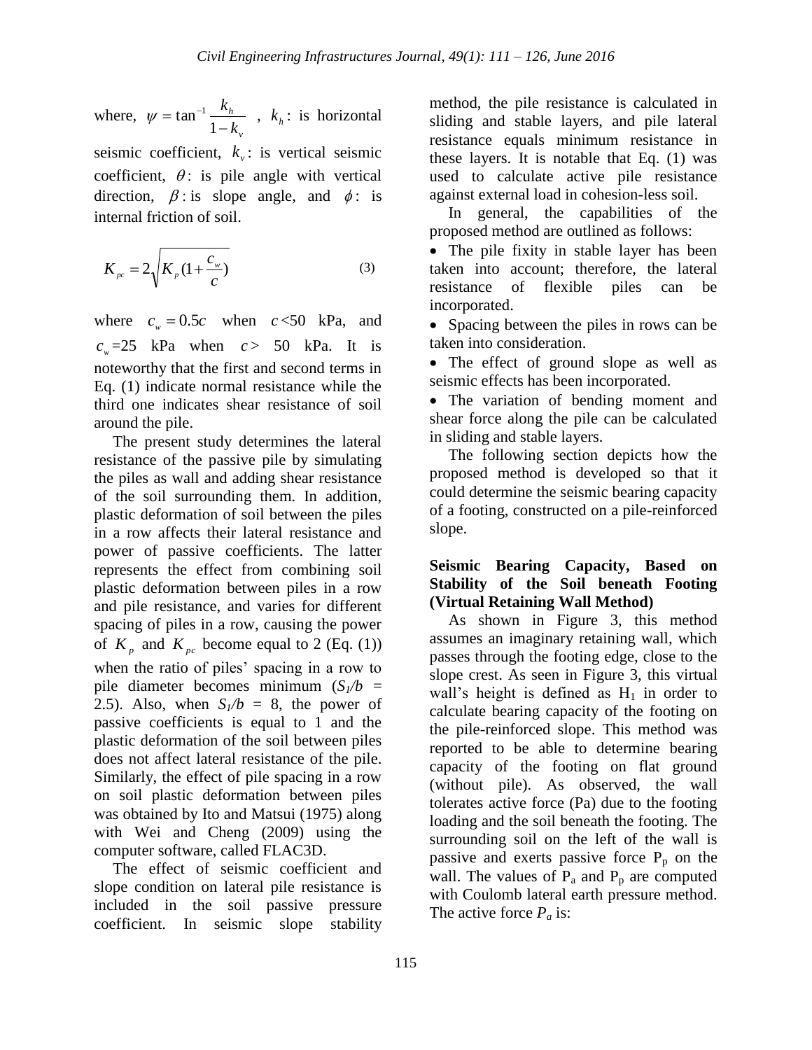where, $\psi = \tan^{-1}\frac{k_h}{1-k_v}$ , $k_h$: is horizontal seismic coefficient, $k_v$: is vertical seismic coefficient, $\theta$: is pile angle with vertical direction, $\beta$: is slope angle, and $\phi$: is internal friction of soil.

$$K_{pc} = 2\sqrt{K_p(1+\frac{c_w}{c})} \tag{3}$$

where $c_w = 0.5c$ when $c$<50 kPa, and $c_w$=25 kPa when $c$> 50 kPa. It is noteworthy that the first and second terms in Eq. (1) indicate normal resistance while the third one indicates shear resistance of soil around the pile.

The present study determines the lateral resistance of the passive pile by simulating the piles as wall and adding shear resistance of the soil surrounding them. In addition, plastic deformation of soil between the piles in a row affects their lateral resistance and power of passive coefficients. The latter represents the effect from combining soil plastic deformation between piles in a row and pile resistance, and varies for different spacing of piles in a row, causing the power of $K_p$ and $K_{pc}$ become equal to 2 (Eq. (1)) when the ratio of piles' spacing in a row to pile diameter becomes minimum ($S_1/b$ = 2.5). Also, when $S_1/b$ = 8, the power of passive coefficients is equal to 1 and the plastic deformation of the soil between piles does not affect lateral resistance of the pile. Similarly, the effect of pile spacing in a row on soil plastic deformation between piles was obtained by Ito and Matsui (1975) along with Wei and Cheng (2009) using the computer software, called FLAC3D.

The effect of seismic coefficient and slope condition on lateral pile resistance is included in the soil passive pressure coefficient. In seismic slope stability method, the pile resistance is calculated in sliding and stable layers, and pile lateral resistance equals minimum resistance in these layers. It is notable that Eq. (1) was used to calculate active pile resistance against external load in cohesion-less soil.

In general, the capabilities of the proposed method are outlined as follows:

- The pile fixity in stable layer has been taken into account; therefore, the lateral resistance of flexible piles can be incorporated.
- Spacing between the piles in rows can be taken into consideration.
- The effect of ground slope as well as seismic effects has been incorporated.
- The variation of bending moment and shear force along the pile can be calculated in sliding and stable layers.

The following section depicts how the proposed method is developed so that it could determine the seismic bearing capacity of a footing, constructed on a pile-reinforced slope.

**Seismic Bearing Capacity, Based on Stability of the Soil beneath Footing (Virtual Retaining Wall Method)**

As shown in Figure 3, this method assumes an imaginary retaining wall, which passes through the footing edge, close to the slope crest. As seen in Figure 3, this virtual wall's height is defined as $H_1$ in order to calculate bearing capacity of the footing on the pile-reinforced slope. This method was reported to be able to determine bearing capacity of the footing on flat ground (without pile). As observed, the wall tolerates active force (Pa) due to the footing loading and the soil beneath the footing. The surrounding soil on the left of the wall is passive and exerts passive force $P_p$ on the wall. The values of $P_a$ and $P_p$ are computed with Coulomb lateral earth pressure method. The active force $P_a$ is: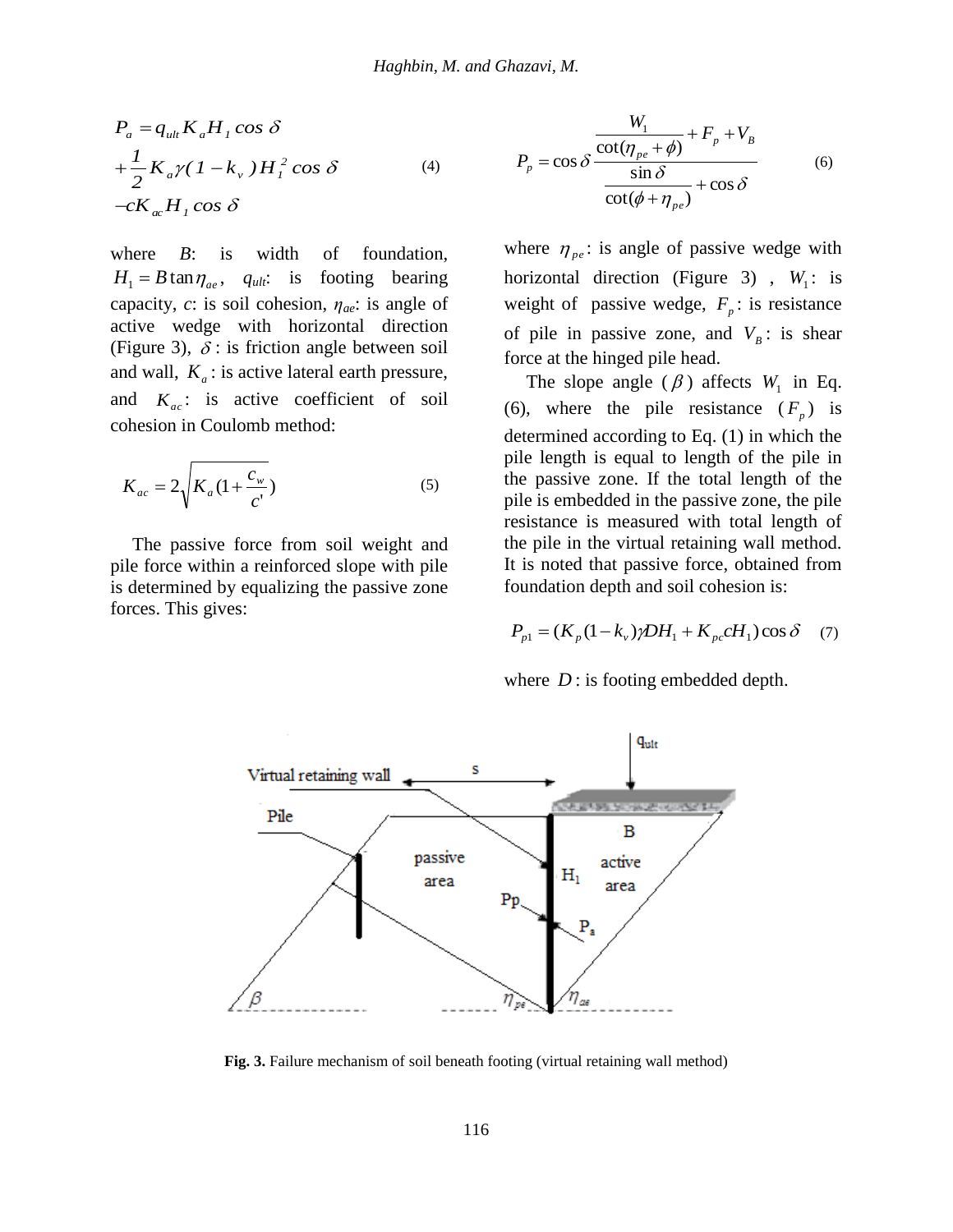$$P_a = q_{ult} K_a H_1 \cos\delta + \frac{1}{2} K_a \gamma (1 - k_v) H_1^2 \cos\delta - c K_{ac} H_1 \cos\delta \tag{4}$$

where $B$: is width of foundation, $H_1 = B \tan\eta_{ae}$, $q_{ult}$: is footing bearing capacity, $c$: is soil cohesion, $\eta_{ae}$: is angle of active wedge with horizontal direction (Figure 3), $\delta$: is friction angle between soil and wall, $K_a$: is active lateral earth pressure, and $K_{ac}$: is active coefficient of soil cohesion in Coulomb method:

$$K_{ac} = 2\sqrt{K_a (1 + \frac{c_w}{c'})} \tag{5}$$

The passive force from soil weight and pile force within a reinforced slope with pile is determined by equalizing the passive zone forces. This gives:

$$P_p = \cos\delta \frac{\frac{W_1}{\cot(\eta_{pe} + \phi)} + F_p + V_B}{\frac{\sin\delta}{\cot(\phi + \eta_{pe})} + \cos\delta} \tag{6}$$

where $\eta_{pe}$: is angle of passive wedge with horizontal direction (Figure 3) , $W_1$: is weight of passive wedge, $F_p$: is resistance of pile in passive zone, and $V_B$: is shear force at the hinged pile head.

The slope angle ($\beta$) affects $W_1$ in Eq. (6), where the pile resistance ($F_p$) is determined according to Eq. (1) in which the pile length is equal to length of the pile in the passive zone. If the total length of the pile is embedded in the passive zone, the pile resistance is measured with total length of the pile in the virtual retaining wall method. It is noted that passive force, obtained from foundation depth and soil cohesion is:

$$P_{p1} = (K_p (1 - k_v) \gamma D H_1 + K_{pc} c H_1) \cos\delta \tag{7}$$

where $D$: is footing embedded depth.

**Fig. 3.** Failure mechanism of soil beneath footing (virtual retaining wall method)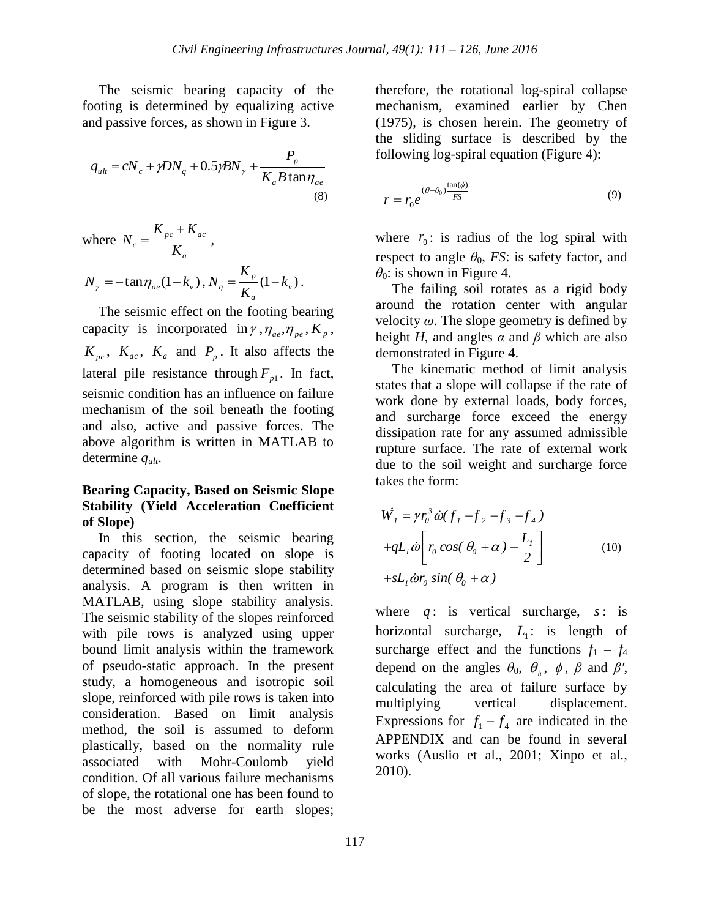The seismic bearing capacity of the footing is determined by equalizing active and passive forces, as shown in Figure 3.

$$q_{ult} = cN_c + \gamma DN_q + 0.5\gamma BN_\gamma + \frac{P_p}{K_a B \tan\eta_{ae}} \tag{8}$$

where $N_c = \frac{K_{pc} + K_{ac}}{K_a}$,

$N_\gamma = -\tan\eta_{ae}(1-k_v)$, $N_q = \frac{K_p}{K_a}(1-k_v)$.

The seismic effect on the footing bearing capacity is incorporated in $\gamma$, $\eta_{ae}, \eta_{pe}$, $K_p$, $K_{pc}$, $K_{ac}$, $K_a$ and $P_p$. It also affects the lateral pile resistance through $F_{p1}$. In fact, seismic condition has an influence on failure mechanism of the soil beneath the footing and also, active and passive forces. The above algorithm is written in MATLAB to determine $q_{ult}$.

### Bearing Capacity, Based on Seismic Slope Stability (Yield Acceleration Coefficient of Slope)

In this section, the seismic bearing capacity of footing located on slope is determined based on seismic slope stability analysis. A program is then written in MATLAB, using slope stability analysis. The seismic stability of the slopes reinforced with pile rows is analyzed using upper bound limit analysis within the framework of pseudo-static approach. In the present study, a homogeneous and isotropic soil slope, reinforced with pile rows is taken into consideration. Based on limit analysis method, the soil is assumed to deform plastically, based on the normality rule associated with Mohr-Coulomb yield condition. Of all various failure mechanisms of slope, the rotational one has been found to be the most adverse for earth slopes; therefore, the rotational log-spiral collapse mechanism, examined earlier by Chen (1975), is chosen herein. The geometry of the sliding surface is described by the following log-spiral equation (Figure 4):

$$r = r_0 e^{(\theta-\theta_0)\frac{\tan(\phi)}{FS}} \tag{9}$$

where $r_0$: is radius of the log spiral with respect to angle $\theta_0$, $FS$: is safety factor, and $\theta_0$: is shown in Figure 4.

The failing soil rotates as a rigid body around the rotation center with angular velocity $\omega$. The slope geometry is defined by height $H$, and angles $\alpha$ and $\beta$ which are also demonstrated in Figure 4.

The kinematic method of limit analysis states that a slope will collapse if the rate of work done by external loads, body forces, and surcharge force exceed the energy dissipation rate for any assumed admissible rupture surface. The rate of external work due to the soil weight and surcharge force takes the form:

$$\begin{aligned} \dot{W}_1 &= \gamma r_0^3 \dot{\omega}(f_1 - f_2 - f_3 - f_4) \\ &+ qL_1\dot{\omega}\left[r_0 \cos(\theta_0 + \alpha) - \frac{L_1}{2}\right] \\ &+ sL_1\dot{\omega} r_0 \sin(\theta_0 + \alpha) \end{aligned} \tag{10}$$

where $q$: is vertical surcharge, $s$: is horizontal surcharge, $L_1$: is length of surcharge effect and the functions $f_1$ – $f_4$ depend on the angles $\theta_0$, $\theta_h$, $\phi$, $\beta$ and $\beta'$, calculating the area of failure surface by multiplying vertical displacement. Expressions for $f_1 - f_4$ are indicated in the APPENDIX and can be found in several works (Auslio et al., 2001; Xinpo et al., 2010).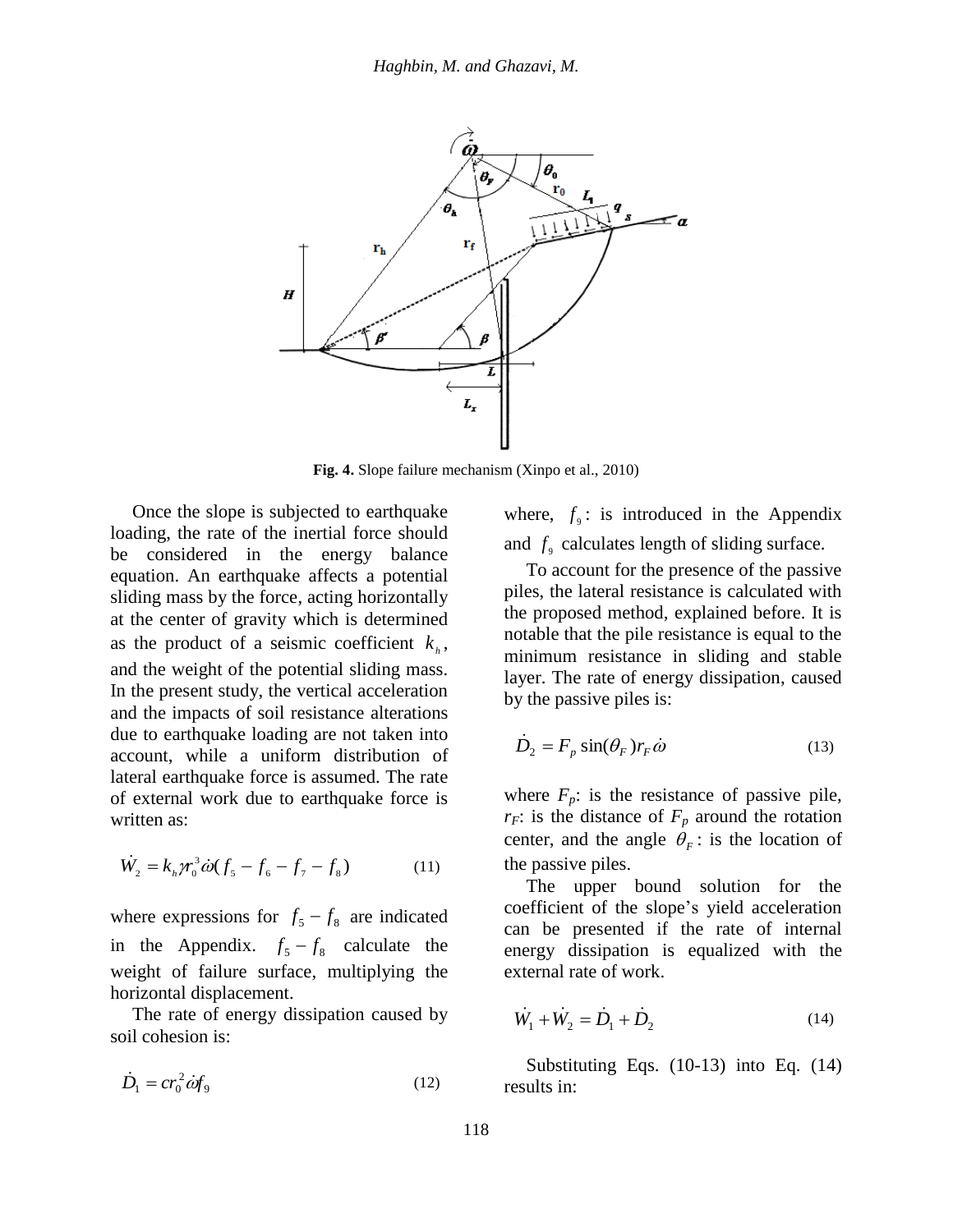**Fig. 4.** Slope failure mechanism (Xinpo et al., 2010)

Once the slope is subjected to earthquake loading, the rate of the inertial force should be considered in the energy balance equation. An earthquake affects a potential sliding mass by the force, acting horizontally at the center of gravity which is determined as the product of a seismic coefficient $k_h$, and the weight of the potential sliding mass. In the present study, the vertical acceleration and the impacts of soil resistance alterations due to earthquake loading are not taken into account, while a uniform distribution of lateral earthquake force is assumed. The rate of external work due to earthquake force is written as:

$$\dot{W}_2 = k_h \gamma r_0^3 \dot{\omega}(f_5 - f_6 - f_7 - f_8) \tag{11}$$

where expressions for $f_5 - f_8$ are indicated in the Appendix. $f_5 - f_8$ calculate the weight of failure surface, multiplying the horizontal displacement.

The rate of energy dissipation caused by soil cohesion is:

$$\dot{D}_1 = c r_0^2 \dot{\omega} f_9 \tag{12}$$

where, $f_9$: is introduced in the Appendix and $f_9$ calculates length of sliding surface.

To account for the presence of the passive piles, the lateral resistance is calculated with the proposed method, explained before. It is notable that the pile resistance is equal to the minimum resistance in sliding and stable layer. The rate of energy dissipation, caused by the passive piles is:

$$\dot{D}_2 = F_p \sin(\theta_F) r_F \dot{\omega} \tag{13}$$

where $F_p$: is the resistance of passive pile, $r_F$: is the distance of $F_p$ around the rotation center, and the angle $\theta_F$: is the location of the passive piles.

The upper bound solution for the coefficient of the slope's yield acceleration can be presented if the rate of internal energy dissipation is equalized with the external rate of work.

$$\dot{W}_1 + \dot{W}_2 = \dot{D}_1 + \dot{D}_2 \tag{14}$$

Substituting Eqs. (10-13) into Eq. (14) results in: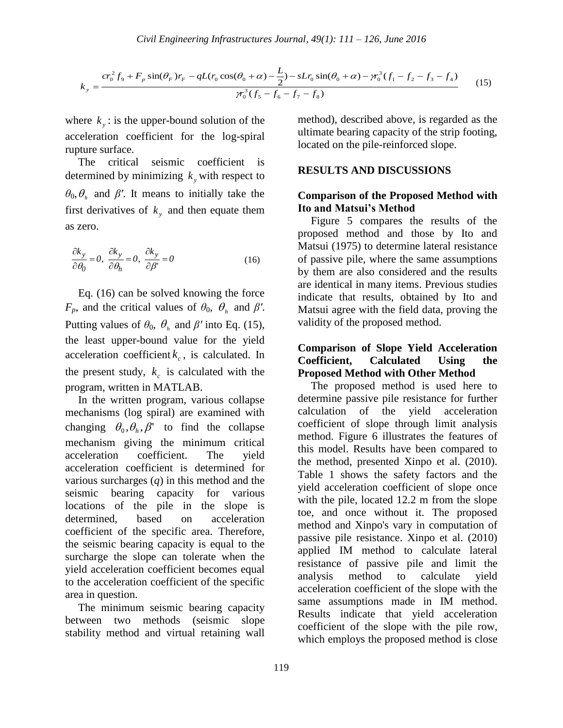$$k_y = \frac{cr_0^2 f_9 + F_p \sin(\theta_F) r_F - qL(r_0 \cos(\theta_0 + \alpha) - \frac{L}{2}) - sLr_0 \sin(\theta_0 + \alpha) - \gamma r_0^3 (f_1 - f_2 - f_3 - f_4)}{\gamma r_0^3 (f_5 - f_6 - f_7 - f_8)} \quad (15)$$

where $k_y$: is the upper-bound solution of the acceleration coefficient for the log-spiral rupture surface.

The critical seismic coefficient is determined by minimizing $k_y$ with respect to $\theta_0, \theta_h$ and $\beta'$. It means to initially take the first derivatives of $k_y$ and then equate them as zero.

$$\frac{\partial k_y}{\partial \theta_0} = 0,\ \frac{\partial k_y}{\partial \theta_h} = 0,\ \frac{\partial k_y}{\partial \beta'} = 0 \quad (16)$$

Eq. (16) can be solved knowing the force $F_p$, and the critical values of $\theta_0$, $\theta_h$ and $\beta'$. Putting values of $\theta_0$, $\theta_h$ and $\beta'$ into Eq. (15), the least upper-bound value for the yield acceleration coefficient $k_c$, is calculated. In the present study, $k_c$ is calculated with the program, written in MATLAB.

In the written program, various collapse mechanisms (log spiral) are examined with changing $\theta_0, \theta_h, \beta'$ to find the collapse mechanism giving the minimum critical acceleration coefficient. The yield acceleration coefficient is determined for various surcharges ($q$) in this method and the seismic bearing capacity for various locations of the pile in the slope is determined, based on acceleration coefficient of the specific area. Therefore, the seismic bearing capacity is equal to the surcharge the slope can tolerate when the yield acceleration coefficient becomes equal to the acceleration coefficient of the specific area in question.

The minimum seismic bearing capacity between two methods (seismic slope stability method and virtual retaining wall method), described above, is regarded as the ultimate bearing capacity of the strip footing, located on the pile-reinforced slope.

## RESULTS AND DISCUSSIONS

### Comparison of the Proposed Method with Ito and Matsui's Method

Figure 5 compares the results of the proposed method and those by Ito and Matsui (1975) to determine lateral resistance of passive pile, where the same assumptions by them are also considered and the results are identical in many items. Previous studies indicate that results, obtained by Ito and Matsui agree with the field data, proving the validity of the proposed method.

### Comparison of Slope Yield Acceleration Coefficient, Calculated Using the Proposed Method with Other Method

The proposed method is used here to determine passive pile resistance for further calculation of the yield acceleration coefficient of slope through limit analysis method. Figure 6 illustrates the features of this model. Results have been compared to the method, presented Xinpo et al. (2010). Table 1 shows the safety factors and the yield acceleration coefficient of slope once with the pile, located 12.2 m from the slope toe, and once without it. The proposed method and Xinpo's vary in computation of passive pile resistance. Xinpo et al. (2010) applied IM method to calculate lateral resistance of passive pile and limit the analysis method to calculate yield acceleration coefficient of the slope with the same assumptions made in IM method. Results indicate that yield acceleration coefficient of the slope with the pile row, which employs the proposed method is close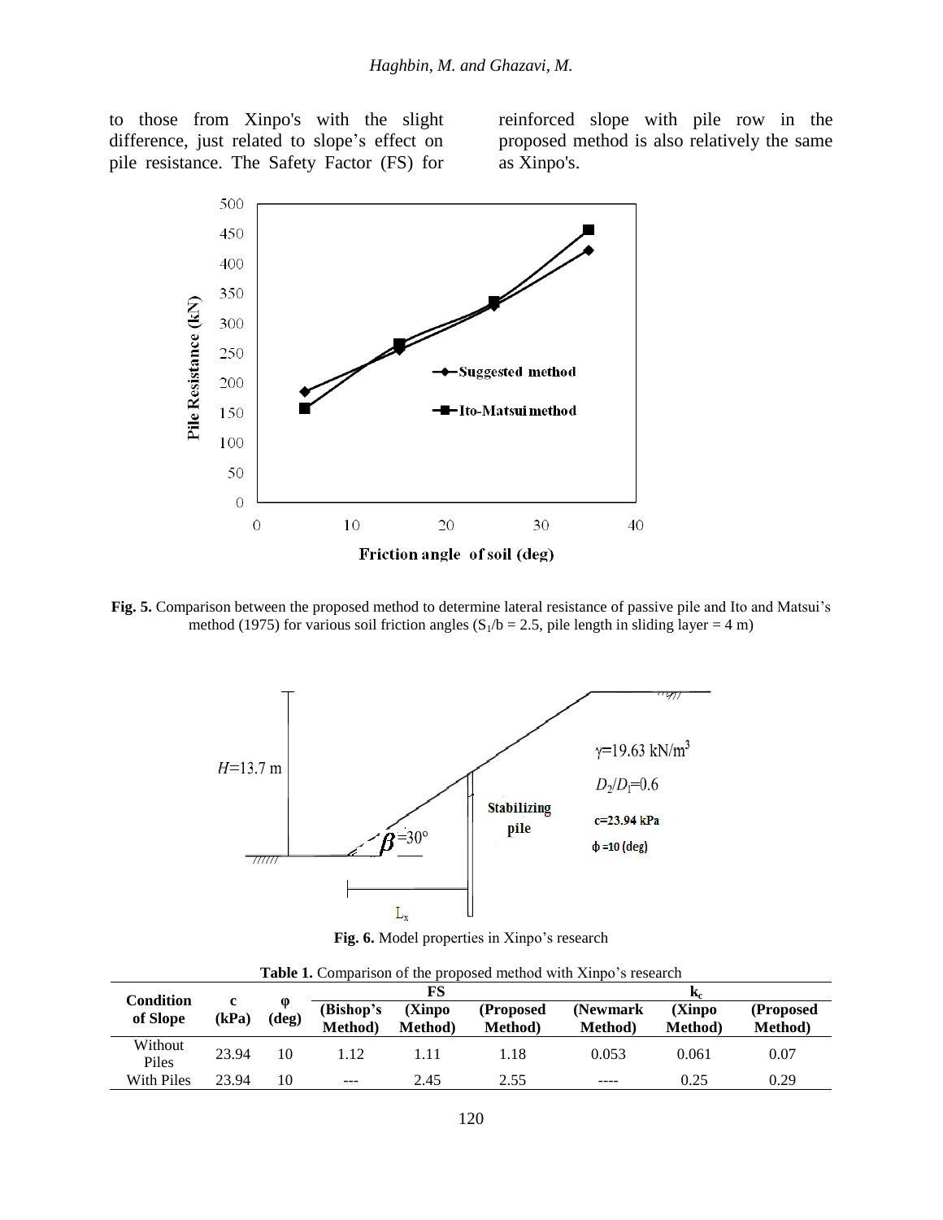to those from Xinpo's with the slight difference, just related to slope's effect on pile resistance. The Safety Factor (FS) for reinforced slope with pile row in the proposed method is also relatively the same as Xinpo's.

**Fig. 5.** Comparison between the proposed method to determine lateral resistance of passive pile and Ito and Matsui's method (1975) for various soil friction angles ($S_1/b = 2.5$, pile length in sliding layer = 4 m)

**Fig. 6.** Model properties in Xinpo's research

**Table 1.** Comparison of the proposed method with Xinpo's research

| Condition of Slope | c (kPa) | φ (deg) | FS (Bishop's Method) | FS (Xinpo Method) | FS (Proposed Method) | $k_c$ (Newmark Method) | $k_c$ (Xinpo Method) | $k_c$ (Proposed Method) |
|---|---|---|---|---|---|---|---|---|
| Without Piles | 23.94 | 10 | 1.12 | 1.11 | 1.18 | 0.053 | 0.061 | 0.07 |
| With Piles | 23.94 | 10 | --- | 2.45 | 2.55 | ---- | 0.25 | 0.29 |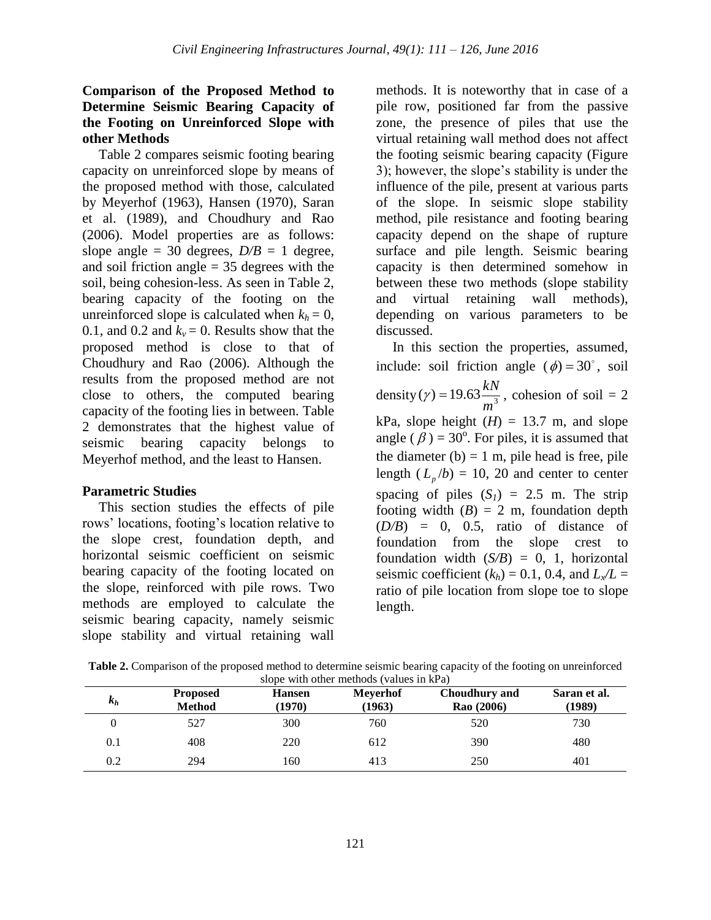### Comparison of the Proposed Method to Determine Seismic Bearing Capacity of the Footing on Unreinforced Slope with other Methods

Table 2 compares seismic footing bearing capacity on unreinforced slope by means of the proposed method with those, calculated by Meyerhof (1963), Hansen (1970), Saran et al. (1989), and Choudhury and Rao (2006). Model properties are as follows: slope angle = 30 degrees, $D/B$ = 1 degree, and soil friction angle = 35 degrees with the soil, being cohesion-less. As seen in Table 2, bearing capacity of the footing on the unreinforced slope is calculated when $k_h$ = 0, 0.1, and 0.2 and $k_v$ = 0. Results show that the proposed method is close to that of Choudhury and Rao (2006). Although the results from the proposed method are not close to others, the computed bearing capacity of the footing lies in between. Table 2 demonstrates that the highest value of seismic bearing capacity belongs to Meyerhof method, and the least to Hansen.

### Parametric Studies

This section studies the effects of pile rows' locations, footing's location relative to the slope crest, foundation depth, and horizontal seismic coefficient on seismic bearing capacity of the footing located on the slope, reinforced with pile rows. Two methods are employed to calculate the seismic bearing capacity, namely seismic slope stability and virtual retaining wall methods. It is noteworthy that in case of a pile row, positioned far from the passive zone, the presence of piles that use the virtual retaining wall method does not affect the footing seismic bearing capacity (Figure 3); however, the slope's stability is under the influence of the pile, present at various parts of the slope. In seismic slope stability method, pile resistance and footing bearing capacity depend on the shape of rupture surface and pile length. Seismic bearing capacity is then determined somehow in between these two methods (slope stability and virtual retaining wall methods), depending on various parameters to be discussed.

In this section the properties, assumed, include: soil friction angle $(\phi) = 30^{\circ}$, soil density $(\gamma) = 19.63 \frac{kN}{m^3}$, cohesion of soil = 2 kPa, slope height ($H$) = 13.7 m, and slope angle ($\beta$) = 30°. For piles, it is assumed that the diameter (b) = 1 m, pile head is free, pile length ($L_p/b$) = 10, 20 and center to center spacing of piles ($S_1$) = 2.5 m. The strip footing width ($B$) = 2 m, foundation depth ($D/B$) = 0, 0.5, ratio of distance of foundation from the slope crest to foundation width ($S/B$) = 0, 1, horizontal seismic coefficient ($k_h$) = 0.1, 0.4, and $L_x/L$ = ratio of pile location from slope toe to slope length.

**Table 2.** Comparison of the proposed method to determine seismic bearing capacity of the footing on unreinforced slope with other methods (values in kPa)

| $k_h$ | Proposed Method | Hansen (1970) | Meyerhof (1963) | Choudhury and Rao (2006) | Saran et al. (1989) |
|---|---|---|---|---|---|
| 0 | 527 | 300 | 760 | 520 | 730 |
| 0.1 | 408 | 220 | 612 | 390 | 480 |
| 0.2 | 294 | 160 | 413 | 250 | 401 |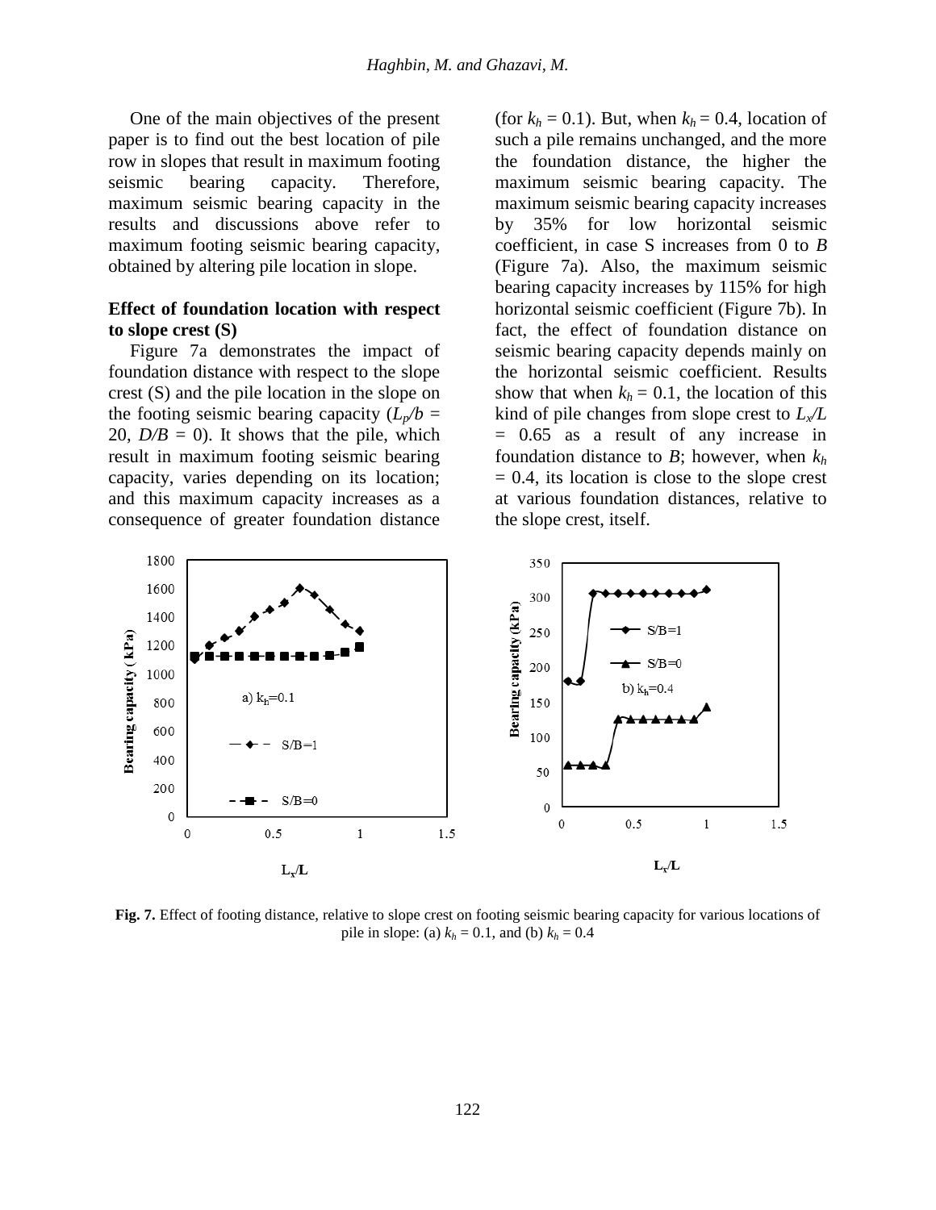One of the main objectives of the present paper is to find out the best location of pile row in slopes that result in maximum footing seismic bearing capacity. Therefore, maximum seismic bearing capacity in the results and discussions above refer to maximum footing seismic bearing capacity, obtained by altering pile location in slope.

**Effect of foundation location with respect to slope crest (S)**

Figure 7a demonstrates the impact of foundation distance with respect to the slope crest (S) and the pile location in the slope on the footing seismic bearing capacity ($L_p/b$ = 20, $D/B$ = 0). It shows that the pile, which result in maximum footing seismic bearing capacity, varies depending on its location; and this maximum capacity increases as a consequence of greater foundation distance (for $k_h$ = 0.1). But, when $k_h$ = 0.4, location of such a pile remains unchanged, and the more the foundation distance, the higher the maximum seismic bearing capacity. The maximum seismic bearing capacity increases by 35% for low horizontal seismic coefficient, in case S increases from 0 to $B$ (Figure 7a). Also, the maximum seismic bearing capacity increases by 115% for high horizontal seismic coefficient (Figure 7b). In fact, the effect of foundation distance on seismic bearing capacity depends mainly on the horizontal seismic coefficient. Results show that when $k_h$ = 0.1, the location of this kind of pile changes from slope crest to $L_x/L$ = 0.65 as a result of any increase in foundation distance to $B$; however, when $k_h$ = 0.4, its location is close to the slope crest at various foundation distances, relative to the slope crest, itself.

**Fig. 7.** Effect of footing distance, relative to slope crest on footing seismic bearing capacity for various locations of pile in slope: (a) $k_h$ = 0.1, and (b) $k_h$ = 0.4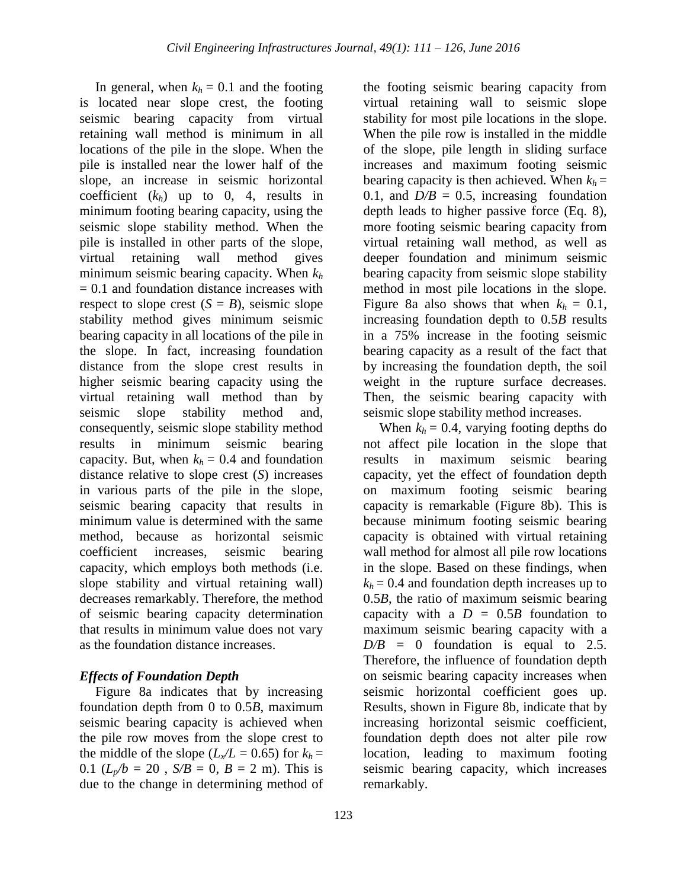In general, when $k_h = 0.1$ and the footing is located near slope crest, the footing seismic bearing capacity from virtual retaining wall method is minimum in all locations of the pile in the slope. When the pile is installed near the lower half of the slope, an increase in seismic horizontal coefficient ($k_h$) up to 0, 4, results in minimum footing bearing capacity, using the seismic slope stability method. When the pile is installed in other parts of the slope, virtual retaining wall method gives minimum seismic bearing capacity. When $k_h = 0.1$ and foundation distance increases with respect to slope crest ($S = B$), seismic slope stability method gives minimum seismic bearing capacity in all locations of the pile in the slope. In fact, increasing foundation distance from the slope crest results in higher seismic bearing capacity using the virtual retaining wall method than by seismic slope stability method and, consequently, seismic slope stability method results in minimum seismic bearing capacity. But, when $k_h = 0.4$ and foundation distance relative to slope crest ($S$) increases in various parts of the pile in the slope, seismic bearing capacity that results in minimum value is determined with the same method, because as horizontal seismic coefficient increases, seismic bearing capacity, which employs both methods (i.e. slope stability and virtual retaining wall) decreases remarkably. Therefore, the method of seismic bearing capacity determination that results in minimum value does not vary as the foundation distance increases.

### *Effects of Foundation Depth*

Figure 8a indicates that by increasing foundation depth from 0 to $0.5B$, maximum seismic bearing capacity is achieved when the pile row moves from the slope crest to the middle of the slope ($L_x/L = 0.65$) for $k_h = 0.1$ ($L_p/b = 20$ , $S/B = 0$, $B = 2$ m). This is due to the change in determining method of the footing seismic bearing capacity from virtual retaining wall to seismic slope stability for most pile locations in the slope. When the pile row is installed in the middle of the slope, pile length in sliding surface increases and maximum footing seismic bearing capacity is then achieved. When $k_h = 0.1$, and $D/B = 0.5$, increasing foundation depth leads to higher passive force (Eq. 8), more footing seismic bearing capacity from virtual retaining wall method, as well as deeper foundation and minimum seismic bearing capacity from seismic slope stability method in most pile locations in the slope. Figure 8a also shows that when $k_h = 0.1$, increasing foundation depth to $0.5B$ results in a 75% increase in the footing seismic bearing capacity as a result of the fact that by increasing the foundation depth, the soil weight in the rupture surface decreases. Then, the seismic bearing capacity with seismic slope stability method increases.

When $k_h = 0.4$, varying footing depths do not affect pile location in the slope that results in maximum seismic bearing capacity, yet the effect of foundation depth on maximum footing seismic bearing capacity is remarkable (Figure 8b). This is because minimum footing seismic bearing capacity is obtained with virtual retaining wall method for almost all pile row locations in the slope. Based on these findings, when $k_h = 0.4$ and foundation depth increases up to $0.5B$, the ratio of maximum seismic bearing capacity with a $D = 0.5B$ foundation to maximum seismic bearing capacity with a $D/B = 0$ foundation is equal to 2.5. Therefore, the influence of foundation depth on seismic bearing capacity increases when seismic horizontal coefficient goes up. Results, shown in Figure 8b, indicate that by increasing horizontal seismic coefficient, foundation depth does not alter pile row location, leading to maximum footing seismic bearing capacity, which increases remarkably.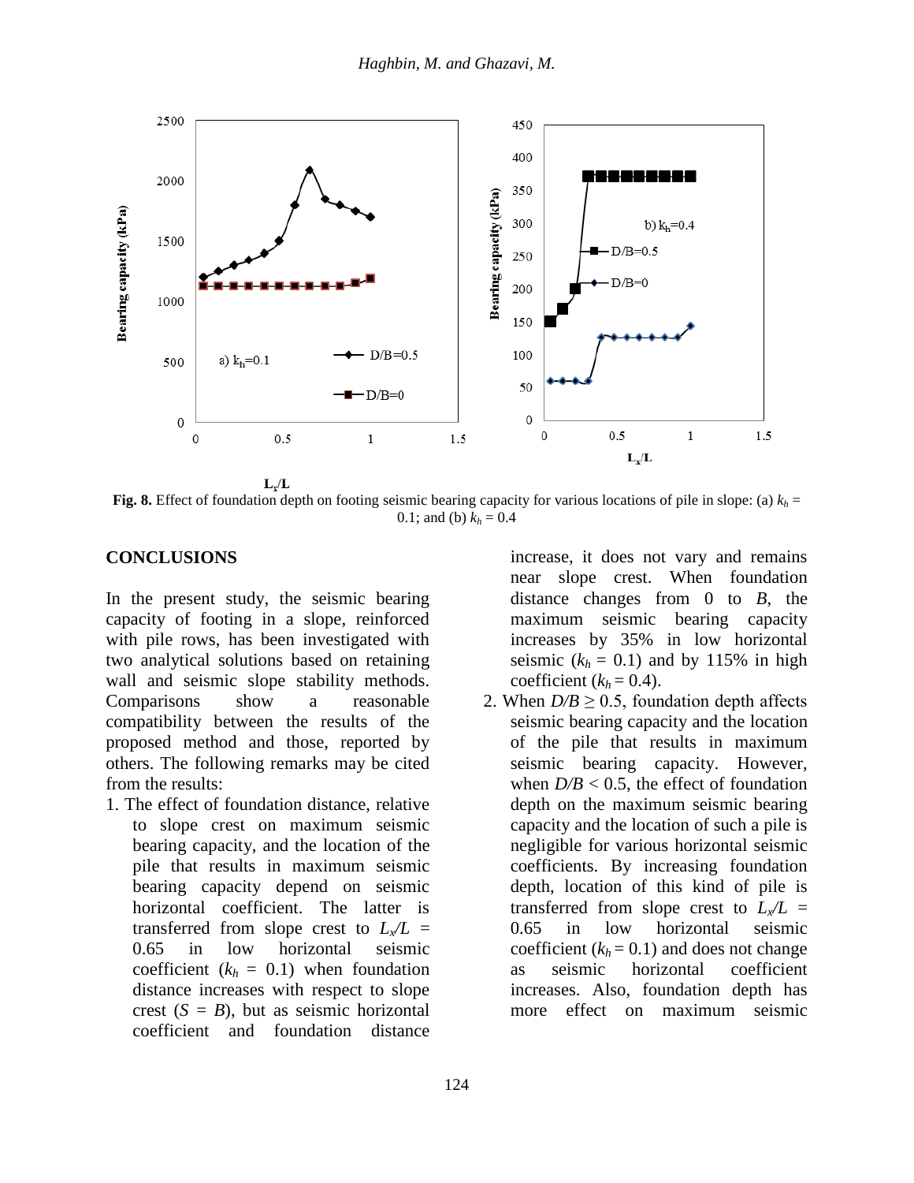**Fig. 8.** Effect of foundation depth on footing seismic bearing capacity for various locations of pile in slope: (a) $k_h$ = 0.1; and (b) $k_h$ = 0.4

## CONCLUSIONS

In the present study, the seismic bearing capacity of footing in a slope, reinforced with pile rows, has been investigated with two analytical solutions based on retaining wall and seismic slope stability methods. Comparisons show a reasonable compatibility between the results of the proposed method and those, reported by others. The following remarks may be cited from the results:

1. The effect of foundation distance, relative to slope crest on maximum seismic bearing capacity, and the location of the pile that results in maximum seismic bearing capacity depend on seismic horizontal coefficient. The latter is transferred from slope crest to $L_x/L$ = 0.65 in low horizontal seismic coefficient ($k_h$ = 0.1) when foundation distance increases with respect to slope crest ($S = B$), but as seismic horizontal coefficient and foundation distance increase, it does not vary and remains near slope crest. When foundation distance changes from 0 to $B$, the maximum seismic bearing capacity increases by 35% in low horizontal seismic ($k_h$ = 0.1) and by 115% in high coefficient ($k_h$ = 0.4).
2. When $D/B \geq 0.5$, foundation depth affects seismic bearing capacity and the location of the pile that results in maximum seismic bearing capacity. However, when $D/B < 0.5$, the effect of foundation depth on the maximum seismic bearing capacity and the location of such a pile is negligible for various horizontal seismic coefficients. By increasing foundation depth, location of this kind of pile is transferred from slope crest to $L_x/L$ = 0.65 in low horizontal seismic coefficient ($k_h$ = 0.1) and does not change as seismic horizontal coefficient increases. Also, foundation depth has more effect on maximum seismic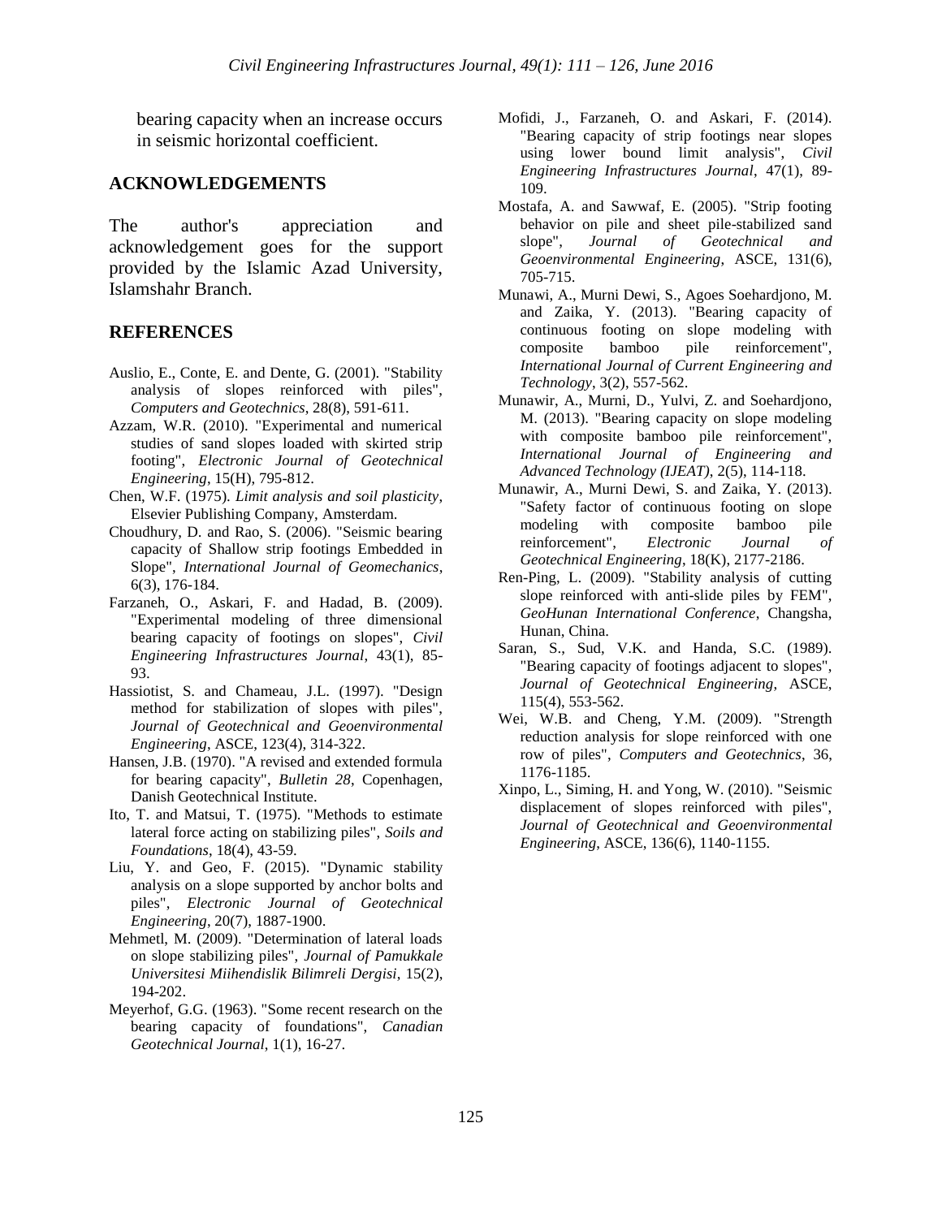bearing capacity when an increase occurs in seismic horizontal coefficient.

## ACKNOWLEDGEMENTS

The author's appreciation and acknowledgement goes for the support provided by the Islamic Azad University, Islamshahr Branch.

## REFERENCES

Auslio, E., Conte, E. and Dente, G. (2001). "Stability analysis of slopes reinforced with piles", *Computers and Geotechnics*, 28(8), 591-611.

Azzam, W.R. (2010). "Experimental and numerical studies of sand slopes loaded with skirted strip footing", *Electronic Journal of Geotechnical Engineering*, 15(H), 795-812.

Chen, W.F. (1975). *Limit analysis and soil plasticity*, Elsevier Publishing Company, Amsterdam.

Choudhury, D. and Rao, S. (2006). "Seismic bearing capacity of Shallow strip footings Embedded in Slope", *International Journal of Geomechanics*, 6(3), 176-184.

Farzaneh, O., Askari, F. and Hadad, B. (2009). "Experimental modeling of three dimensional bearing capacity of footings on slopes", *Civil Engineering Infrastructures Journal*, 43(1), 85-93.

Hassiotist, S. and Chameau, J.L. (1997). "Design method for stabilization of slopes with piles", *Journal of Geotechnical and Geoenvironmental Engineering*, ASCE, 123(4), 314-322.

Hansen, J.B. (1970). "A revised and extended formula for bearing capacity", *Bulletin 28*, Copenhagen, Danish Geotechnical Institute.

Ito, T. and Matsui, T. (1975). "Methods to estimate lateral force acting on stabilizing piles", *Soils and Foundations*, 18(4), 43-59.

Liu, Y. and Geo, F. (2015). "Dynamic stability analysis on a slope supported by anchor bolts and piles", *Electronic Journal of Geotechnical Engineering*, 20(7), 1887-1900.

Mehmetl, M. (2009). "Determination of lateral loads on slope stabilizing piles", *Journal of Pamukkale Universitesi Miihendislik Bilimreli Dergisi*, 15(2), 194-202.

Meyerhof, G.G. (1963). "Some recent research on the bearing capacity of foundations", *Canadian Geotechnical Journal*, 1(1), 16-27.

Mofidi, J., Farzaneh, O. and Askari, F. (2014). "Bearing capacity of strip footings near slopes using lower bound limit analysis", *Civil Engineering Infrastructures Journal*, 47(1), 89-109.

Mostafa, A. and Sawwaf, E. (2005). "Strip footing behavior on pile and sheet pile-stabilized sand slope", *Journal of Geotechnical and Geoenvironmental Engineering*, ASCE, 131(6), 705-715.

Munawi, A., Murni Dewi, S., Agoes Soehardjono, M. and Zaika, Y. (2013). "Bearing capacity of continuous footing on slope modeling with composite bamboo pile reinforcement", *International Journal of Current Engineering and Technology*, 3(2), 557-562.

Munawir, A., Murni, D., Yulvi, Z. and Soehardjono, M. (2013). "Bearing capacity on slope modeling with composite bamboo pile reinforcement", *International Journal of Engineering and Advanced Technology (IJEAT)*, 2(5), 114-118.

Munawir, A., Murni Dewi, S. and Zaika, Y. (2013). "Safety factor of continuous footing on slope modeling with composite bamboo pile reinforcement", *Electronic Journal of Geotechnical Engineering*, 18(K), 2177-2186.

Ren-Ping, L. (2009). "Stability analysis of cutting slope reinforced with anti-slide piles by FEM", *GeoHunan International Conference*, Changsha, Hunan, China.

Saran, S., Sud, V.K. and Handa, S.C. (1989). "Bearing capacity of footings adjacent to slopes", *Journal of Geotechnical Engineering*, ASCE, 115(4), 553-562.

Wei, W.B. and Cheng, Y.M. (2009). "Strength reduction analysis for slope reinforced with one row of piles", *Computers and Geotechnics*, 36, 1176-1185.

Xinpo, L., Siming, H. and Yong, W. (2010). "Seismic displacement of slopes reinforced with piles", *Journal of Geotechnical and Geoenvironmental Engineering*, ASCE, 136(6), 1140-1155.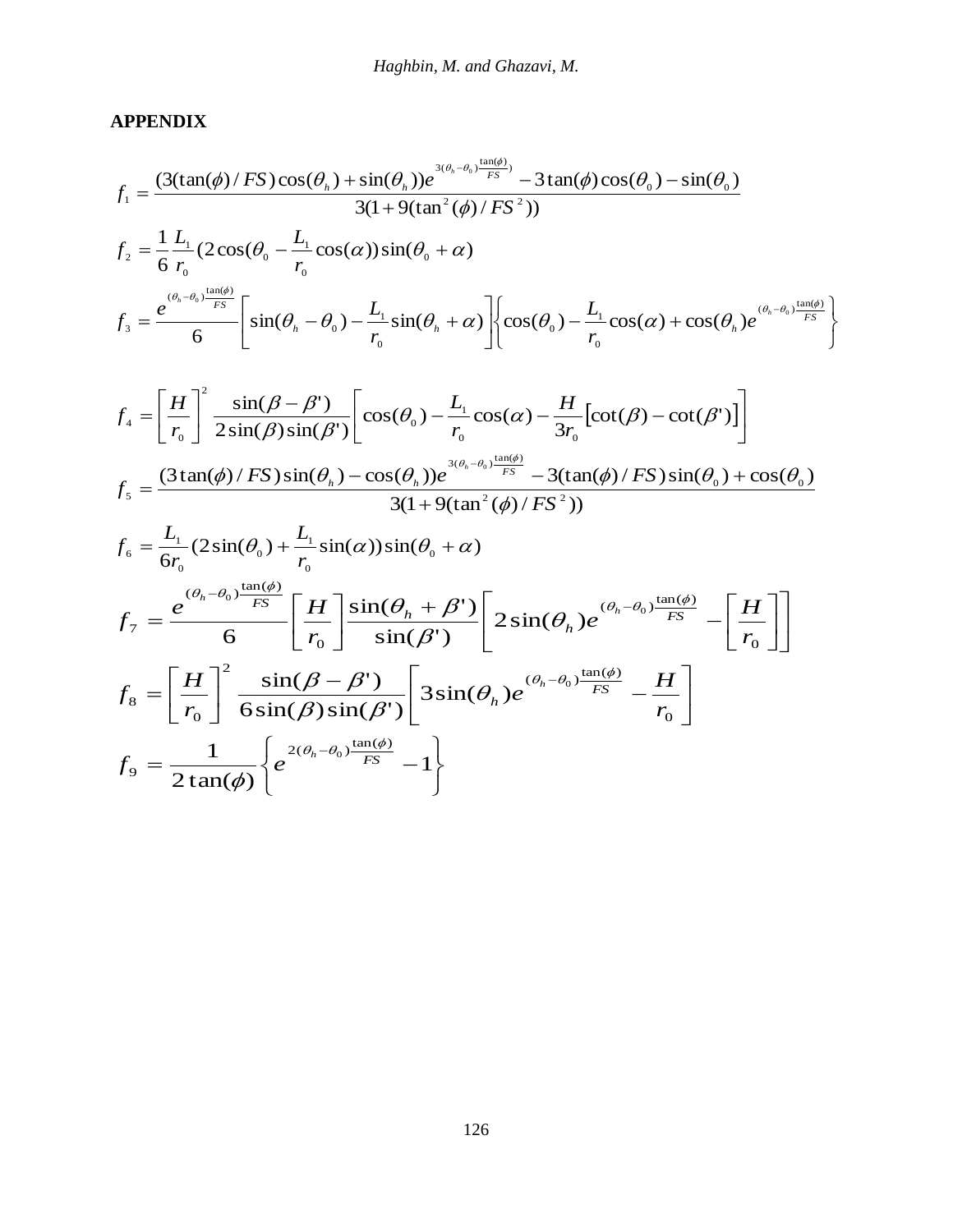**APPENDIX**

$$f_1 = \frac{(3(\tan(\phi)/FS)\cos(\theta_h) + \sin(\theta_h))e^{3(\theta_h - \theta_0)\frac{\tan(\phi)}{FS})} - 3\tan(\phi)\cos(\theta_0) - \sin(\theta_0)}{3(1 + 9(\tan^2(\phi)/FS^2))}$$

$$f_2 = \frac{1}{6}\frac{L_1}{r_0}(2\cos(\theta_0 - \frac{L_1}{r_0}\cos(\alpha))\sin(\theta_0 + \alpha)$$

$$f_3 = \frac{e^{(\theta_h - \theta_0)\frac{\tan(\phi)}{FS}}}{6}\left[\sin(\theta_h - \theta_0) - \frac{L_1}{r_0}\sin(\theta_h + \alpha)\right]\left\{\cos(\theta_0) - \frac{L_1}{r_0}\cos(\alpha) + \cos(\theta_h)e^{(\theta_h - \theta_0)\frac{\tan(\phi)}{FS}}\right\}$$

$$f_4 = \left[\frac{H}{r_0}\right]^2 \frac{\sin(\beta - \beta')}{2\sin(\beta)\sin(\beta')}\left[\cos(\theta_0) - \frac{L_1}{r_0}\cos(\alpha) - \frac{H}{3r_0}\left[\cot(\beta) - \cot(\beta')\right]\right]$$

$$f_5 = \frac{(3\tan(\phi)/FS)\sin(\theta_h) - \cos(\theta_h))e^{3(\theta_h - \theta_0)\frac{\tan(\phi)}{FS}} - 3(\tan(\phi)/FS)\sin(\theta_0) + \cos(\theta_0)}{3(1 + 9(\tan^2(\phi)/FS^2))}$$

$$f_6 = \frac{L_1}{6r_0}(2\sin(\theta_0) + \frac{L_1}{r_0}\sin(\alpha))\sin(\theta_0 + \alpha)$$

$$f_7 = \frac{e^{(\theta_h - \theta_0)\frac{\tan(\phi)}{FS}}}{6}\left[\frac{H}{r_0}\right]\frac{\sin(\theta_h + \beta')}{\sin(\beta')}\left[2\sin(\theta_h)e^{(\theta_h - \theta_0)\frac{\tan(\phi)}{FS}} - \left[\frac{H}{r_0}\right]\right]$$

$$f_8 = \left[\frac{H}{r_0}\right]^2 \frac{\sin(\beta - \beta')}{6\sin(\beta)\sin(\beta')}\left[3\sin(\theta_h)e^{(\theta_h - \theta_0)\frac{\tan(\phi)}{FS}} - \frac{H}{r_0}\right]$$

$$f_9 = \frac{1}{2\tan(\phi)}\left\{e^{2(\theta_h - \theta_0)\frac{\tan(\phi)}{FS}} - 1\right\}$$